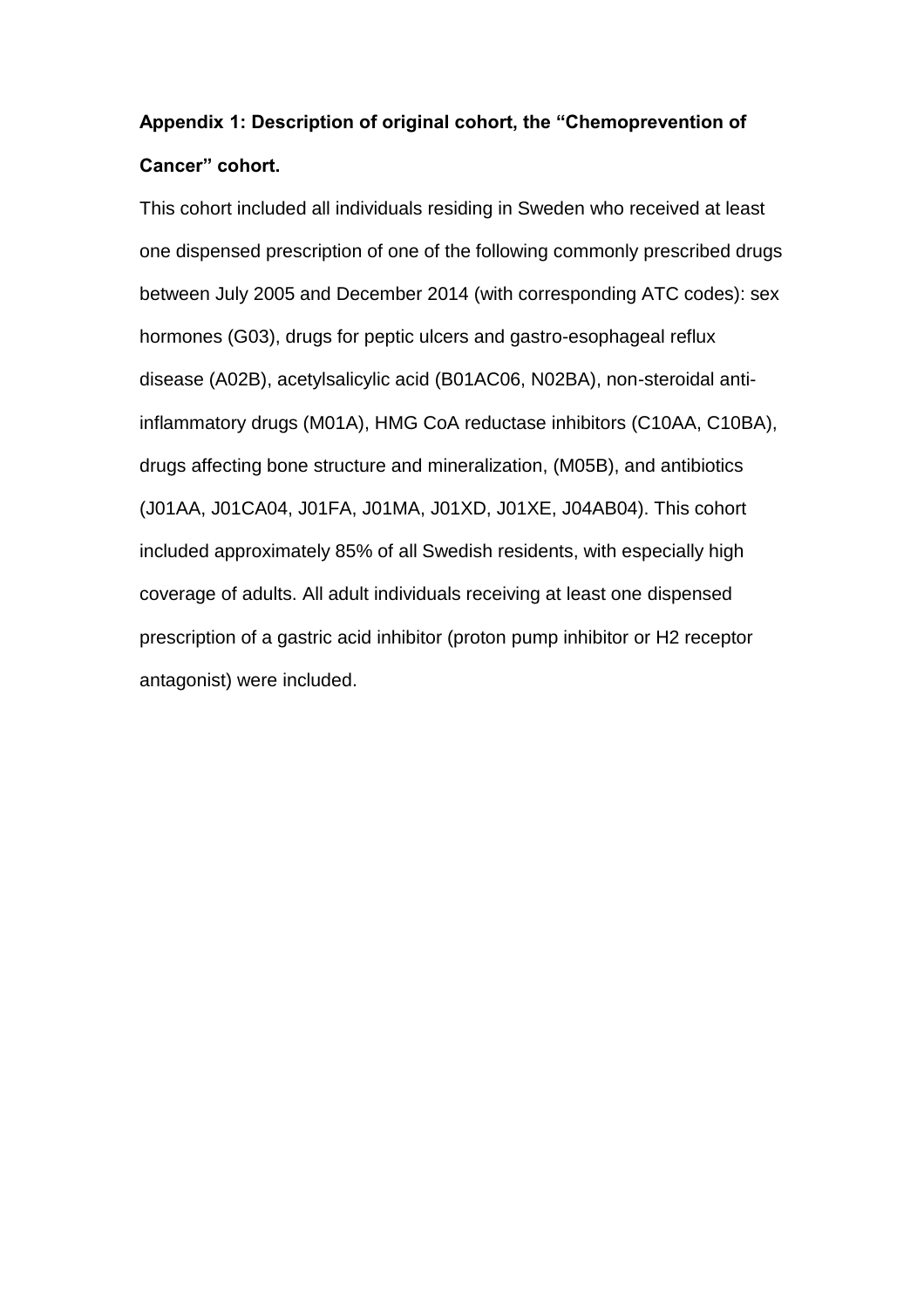## Appendix 1: Description of original cohort, the "Chemoprevention of Cancer" cohort.

This cohort included all individuals residing in Sweden who received at least one dispensed prescription of one of the following commonly prescribed drugs between July 2005 and December 2014 (with corresponding ATC codes): sex hormones (G03), drugs for peptic ulcers and gastro-esophageal reflux disease (A02B), acetylsalicylic acid (B01AC06, N02BA), non-steroidal anti-inflammatory drugs (M01A), HMG CoA reductase inhibitors (C10AA, C10BA), drugs affecting bone structure and mineralization, (M05B), and antibiotics (J01AA, J01CA04, J01FA, J01MA, J01XD, J01XE, J04AB04). This cohort included approximately 85% of all Swedish residents, with especially high coverage of adults. All adult individuals receiving at least one dispensed prescription of a gastric acid inhibitor (proton pump inhibitor or H2 receptor antagonist) were included.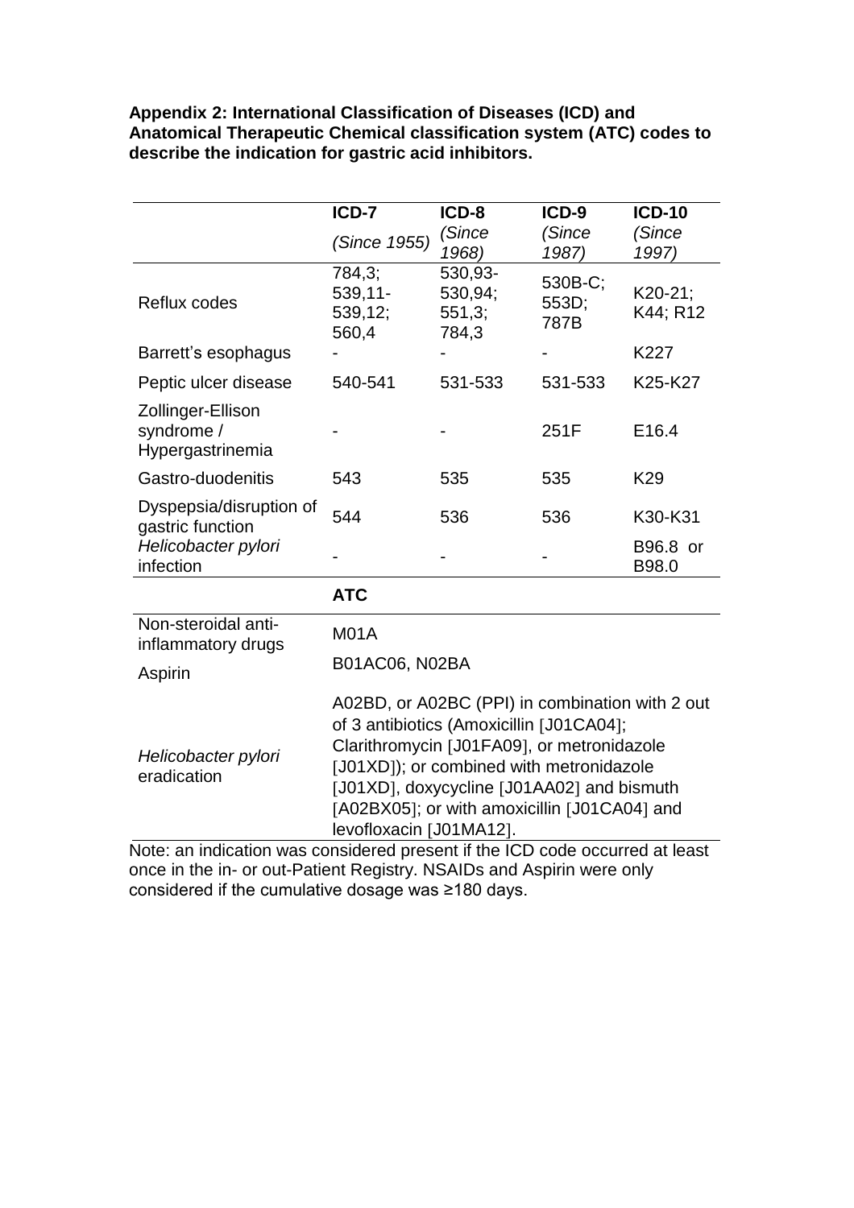**Appendix 2: International Classification of Diseases (ICD) and Anatomical Therapeutic Chemical classification system (ATC) codes to describe the indication for gastric acid inhibitors.**

| | ICD-7 | ICD-8 | ICD-9 | ICD-10 |
|---|---|---|---|---|
| | *(Since 1955)* | *(Since 1968)* | *(Since 1987)* | *(Since 1997)* |
| Reflux codes | 784,3; 539,11-539,12; 560,4 | 530,93-530,94; 551,3; 784,3 | 530B-C; 553D; 787B | K20-21; K44; R12 |
| Barrett's esophagus | - | - | - | K227 |
| Peptic ulcer disease | 540-541 | 531-533 | 531-533 | K25-K27 |
| Zollinger-Ellison syndrome / Hypergastrinemia | - | - | 251F | E16.4 |
| Gastro-duodenitis | 543 | 535 | 535 | K29 |
| Dyspepsia/disruption of gastric function | 544 | 536 | 536 | K30-K31 |
| *Helicobacter pylori* infection | - | - | - | B96.8 or B98.0 |
| | **ATC** | | | |
| Non-steroidal anti-inflammatory drugs | M01A | | | |
| Aspirin | B01AC06, N02BA | | | |
| *Helicobacter pylori* eradication | A02BD, or A02BC (PPI) in combination with 2 out of 3 antibiotics (Amoxicillin [J01CA04]; Clarithromycin [J01FA09], or metronidazole [J01XD]); or combined with metronidazole [J01XD], doxycycline [J01AA02] and bismuth [A02BX05]; or with amoxicillin [J01CA04] and levofloxacin [J01MA12]. | | | |

Note: an indication was considered present if the ICD code occurred at least once in the in- or out-Patient Registry. NSAIDs and Aspirin were only considered if the cumulative dosage was ≥180 days.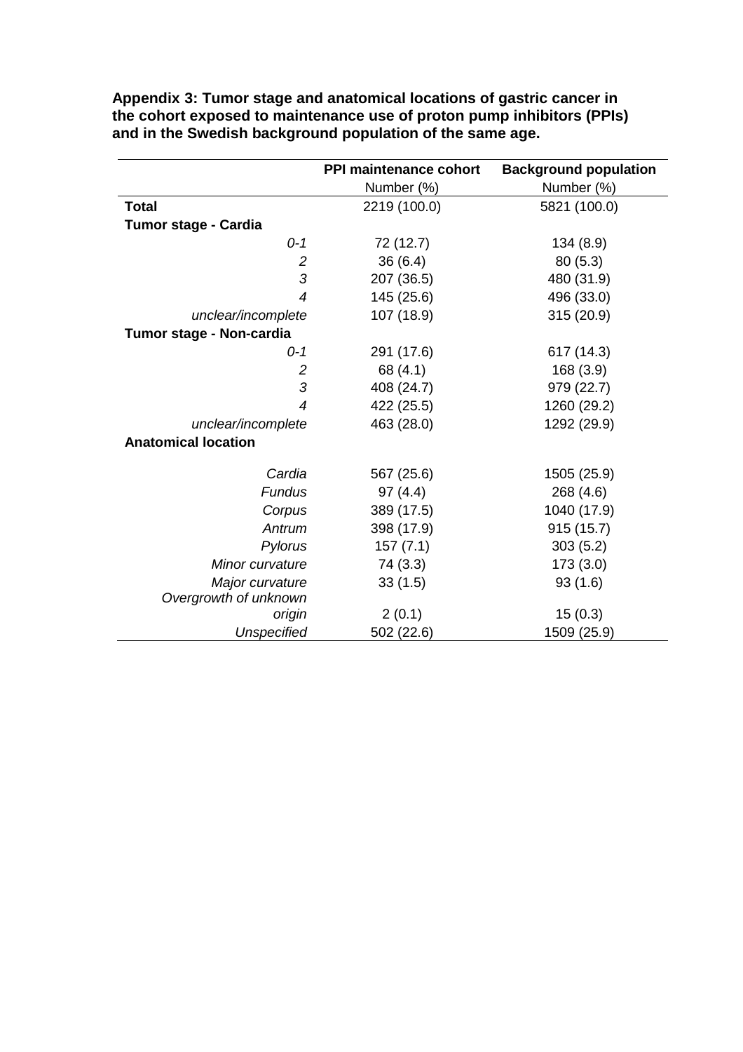**Appendix 3: Tumor stage and anatomical locations of gastric cancer in the cohort exposed to maintenance use of proton pump inhibitors (PPIs) and in the Swedish background population of the same age.**

| | PPI maintenance cohort | Background population |
|---|---|---|
| | Number (%) | Number (%) |
| **Total** | 2219 (100.0) | 5821 (100.0) |
| **Tumor stage - Cardia** | | |
| *0-1* | 72 (12.7) | 134 (8.9) |
| *2* | 36 (6.4) | 80 (5.3) |
| *3* | 207 (36.5) | 480 (31.9) |
| *4* | 145 (25.6) | 496 (33.0) |
| *unclear/incomplete* | 107 (18.9) | 315 (20.9) |
| **Tumor stage - Non-cardia** | | |
| *0-1* | 291 (17.6) | 617 (14.3) |
| *2* | 68 (4.1) | 168 (3.9) |
| *3* | 408 (24.7) | 979 (22.7) |
| *4* | 422 (25.5) | 1260 (29.2) |
| *unclear/incomplete* | 463 (28.0) | 1292 (29.9) |
| **Anatomical location** | | |
| *Cardia* | 567 (25.6) | 1505 (25.9) |
| *Fundus* | 97 (4.4) | 268 (4.6) |
| *Corpus* | 389 (17.5) | 1040 (17.9) |
| *Antrum* | 398 (17.9) | 915 (15.7) |
| *Pylorus* | 157 (7.1) | 303 (5.2) |
| *Minor curvature* | 74 (3.3) | 173 (3.0) |
| *Major curvature* | 33 (1.5) | 93 (1.6) |
| *Overgrowth of unknown origin* | 2 (0.1) | 15 (0.3) |
| *Unspecified* | 502 (22.6) | 1509 (25.9) |